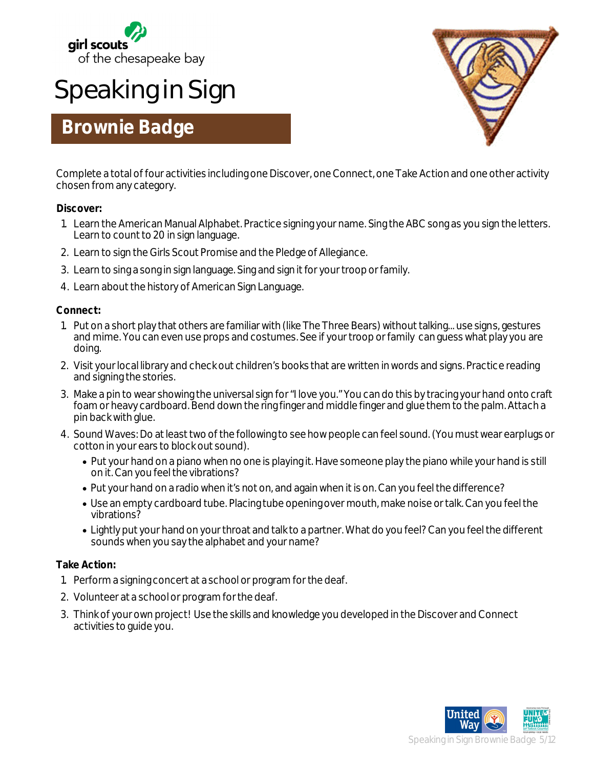girl scouts of the chesapeake bay

# Speaking in Sign

## Brownie Badge

Complete a total of four activities including one Discover, one Connect, one Take Action and one other activity chosen from any category.

**Discover:**

1. Learn the American Manual Alphabet. Practice signing your name. Sing the ABC song as you sign the letters. Learn to count to 20 in sign language.
2. Learn to sign the Girls Scout Promise and the Pledge of Allegiance.
3. Learn to sing a song in sign language. Sing and sign it for your troop or family.
4. Learn about the history of American Sign Language.

**Connect:**

1. Put on a short play that others are familiar with (like The Three Bears) without talking... use signs, gestures and mime. You can even use props and costumes. See if your troop or family can guess what play you are doing.
2. Visit your local library and check out children's books that are written in words and signs. Practice reading and signing the stories.
3. Make a pin to wear showing the universal sign for "I love you." You can do this by tracing your hand onto craft foam or heavy cardboard. Bend down the ring finger and middle finger and glue them to the palm. Attach a pin back with glue.
4. Sound Waves: Do at least two of the following to see how people can feel sound. (You must wear earplugs or cotton in your ears to block out sound).
   - Put your hand on a piano when no one is playing it. Have someone play the piano while your hand is still on it. Can you feel the vibrations?
   - Put your hand on a radio when it's not on, and again when it is on. Can you feel the difference?
   - Use an empty cardboard tube. Placing tube opening over mouth, make noise or talk. Can you feel the vibrations?
   - Lightly put your hand on your throat and talk to a partner. What do you feel? Can you feel the different sounds when you say the alphabet and your name?

**Take Action:**

1. Perform a signing concert at a school or program for the deaf.
2. Volunteer at a school or program for the deaf.
3. Think of your own project! Use the skills and knowledge you developed in the Discover and Connect activities to guide you.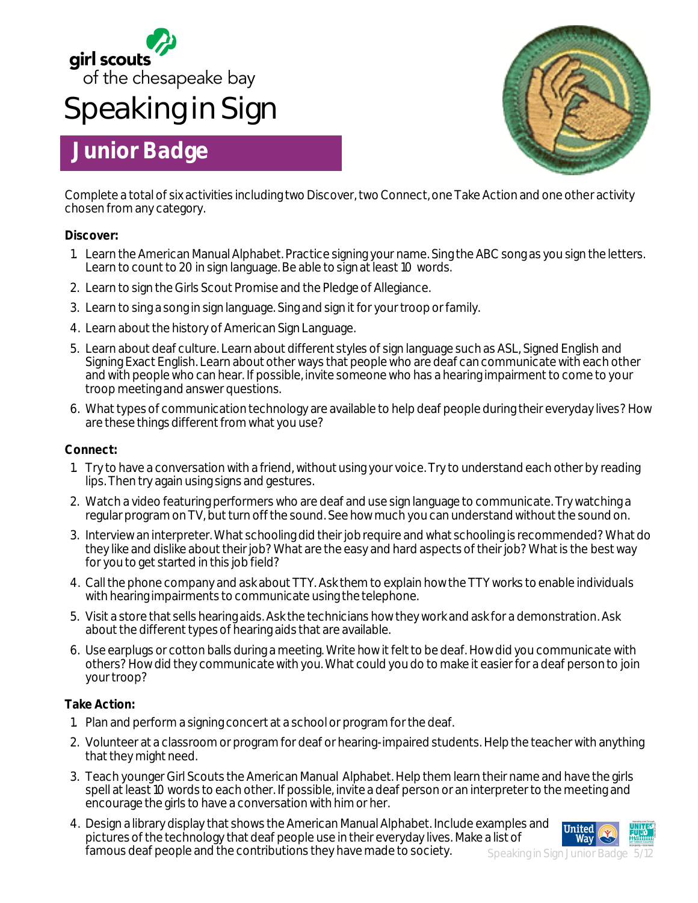girl scouts of the chesapeake bay

# Speaking in Sign

## Junior Badge

Complete a total of six activities including two Discover, two Connect, one Take Action and one other activity chosen from any category.

**Discover:**

1. Learn the American Manual Alphabet. Practice signing your name. Sing the ABC song as you sign the letters. Learn to count to 20 in sign language. Be able to sign at least 10 words.
2. Learn to sign the Girls Scout Promise and the Pledge of Allegiance.
3. Learn to sing a song in sign language. Sing and sign it for your troop or family.
4. Learn about the history of American Sign Language.
5. Learn about deaf culture. Learn about different styles of sign language such as ASL, Signed English and Signing Exact English. Learn about other ways that people who are deaf can communicate with each other and with people who can hear. If possible, invite someone who has a hearing impairment to come to your troop meeting and answer questions.
6. What types of communication technology are available to help deaf people during their everyday lives? How are these things different from what you use?

**Connect:**

1. Try to have a conversation with a friend, without using your voice. Try to understand each other by reading lips. Then try again using signs and gestures.
2. Watch a video featuring performers who are deaf and use sign language to communicate. Try watching a regular program on TV, but turn off the sound. See how much you can understand without the sound on.
3. Interview an interpreter. What schooling did their job require and what schooling is recommended? What do they like and dislike about their job? What are the easy and hard aspects of their job? What is the best way for you to get started in this job field?
4. Call the phone company and ask about TTY. Ask them to explain how the TTY works to enable individuals with hearing impairments to communicate using the telephone.
5. Visit a store that sells hearing aids. Ask the technicians how they work and ask for a demonstration. Ask about the different types of hearing aids that are available.
6. Use earplugs or cotton balls during a meeting. Write how it felt to be deaf. How did you communicate with others? How did they communicate with you. What could you do to make it easier for a deaf person to join your troop?

**Take Action:**

1. Plan and perform a signing concert at a school or program for the deaf.
2. Volunteer at a classroom or program for deaf or hearing-impaired students. Help the teacher with anything that they might need.
3. Teach younger Girl Scouts the American Manual Alphabet. Help them learn their name and have the girls spell at least 10 words to each other. If possible, invite a deaf person or an interpreter to the meeting and encourage the girls to have a conversation with him or her.
4. Design a library display that shows the American Manual Alphabet. Include examples and pictures of the technology that deaf people use in their everyday lives. Make a list of famous deaf people and the contributions they have made to society.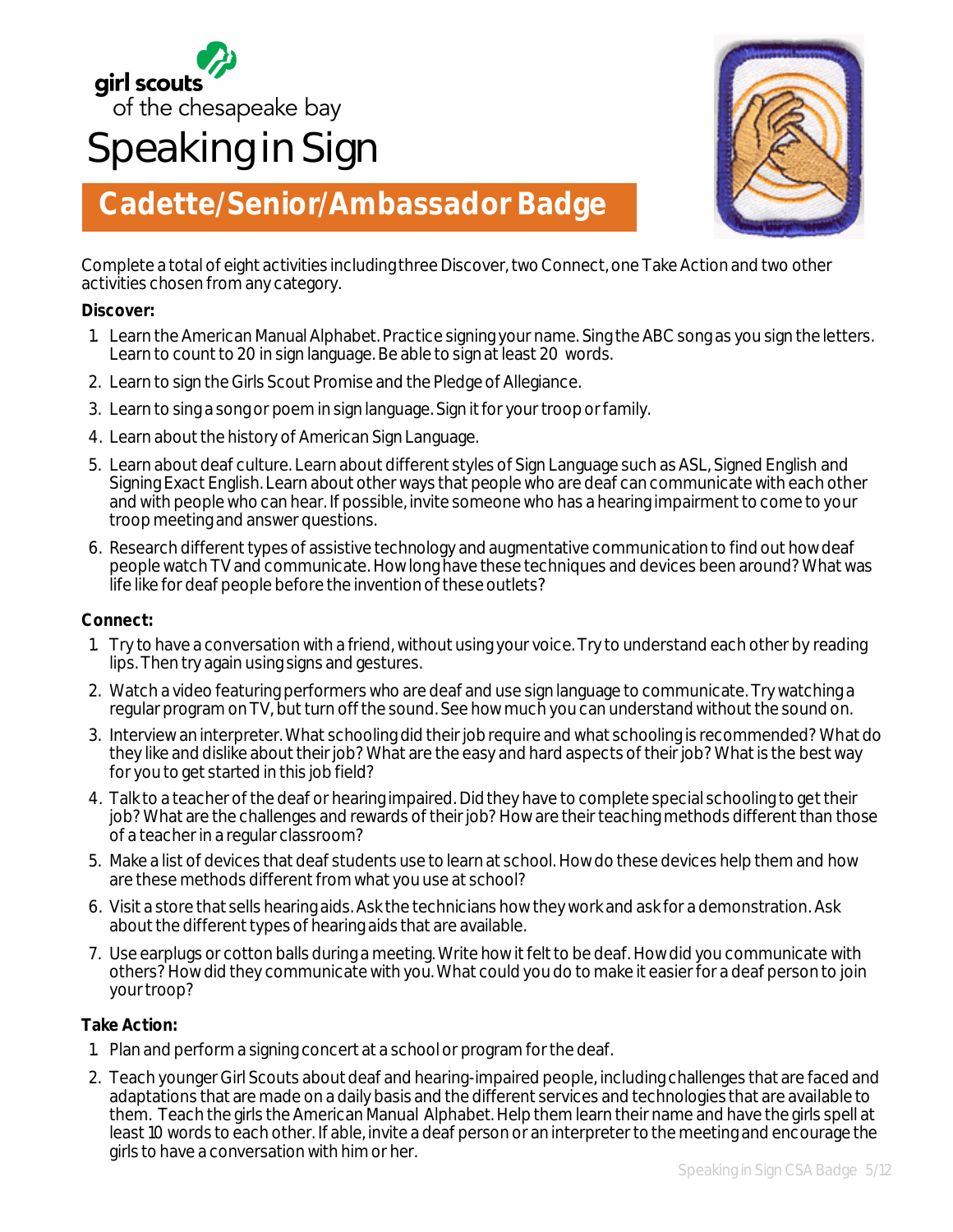girl scouts
of the chesapeake bay

# Speaking in Sign

## Cadette/Senior/Ambassador Badge

Complete a total of eight activities including three Discover, two Connect, one Take Action and two other activities chosen from any category.

**Discover:**

1. Learn the American Manual Alphabet. Practice signing your name. Sing the ABC song as you sign the letters. Learn to count to 20 in sign language. Be able to sign at least 20 words.
2. Learn to sign the Girls Scout Promise and the Pledge of Allegiance.
3. Learn to sing a song or poem in sign language. Sign it for your troop or family.
4. Learn about the history of American Sign Language.
5. Learn about deaf culture. Learn about different styles of Sign Language such as ASL, Signed English and Signing Exact English. Learn about other ways that people who are deaf can communicate with each other and with people who can hear. If possible, invite someone who has a hearing impairment to come to your troop meeting and answer questions.
6. Research different types of assistive technology and augmentative communication to find out how deaf people watch TV and communicate. How long have these techniques and devices been around? What was life like for deaf people before the invention of these outlets?

**Connect:**

1. Try to have a conversation with a friend, without using your voice. Try to understand each other by reading lips. Then try again using signs and gestures.
2. Watch a video featuring performers who are deaf and use sign language to communicate. Try watching a regular program on TV, but turn off the sound. See how much you can understand without the sound on.
3. Interview an interpreter. What schooling did their job require and what schooling is recommended? What do they like and dislike about their job? What are the easy and hard aspects of their job? What is the best way for you to get started in this job field?
4. Talk to a teacher of the deaf or hearing impaired. Did they have to complete special schooling to get their job? What are the challenges and rewards of their job? How are their teaching methods different than those of a teacher in a regular classroom?
5. Make a list of devices that deaf students use to learn at school. How do these devices help them and how are these methods different from what you use at school?
6. Visit a store that sells hearing aids. Ask the technicians how they work and ask for a demonstration. Ask about the different types of hearing aids that are available.
7. Use earplugs or cotton balls during a meeting. Write how it felt to be deaf. How did you communicate with others? How did they communicate with you. What could you do to make it easier for a deaf person to join your troop?

**Take Action:**

1. Plan and perform a signing concert at a school or program for the deaf.
2. Teach younger Girl Scouts about deaf and hearing-impaired people, including challenges that are faced and adaptations that are made on a daily basis and the different services and technologies that are available to them. Teach the girls the American Manual Alphabet. Help them learn their name and have the girls spell at least 10 words to each other. If able, invite a deaf person or an interpreter to the meeting and encourage the girls to have a conversation with him or her.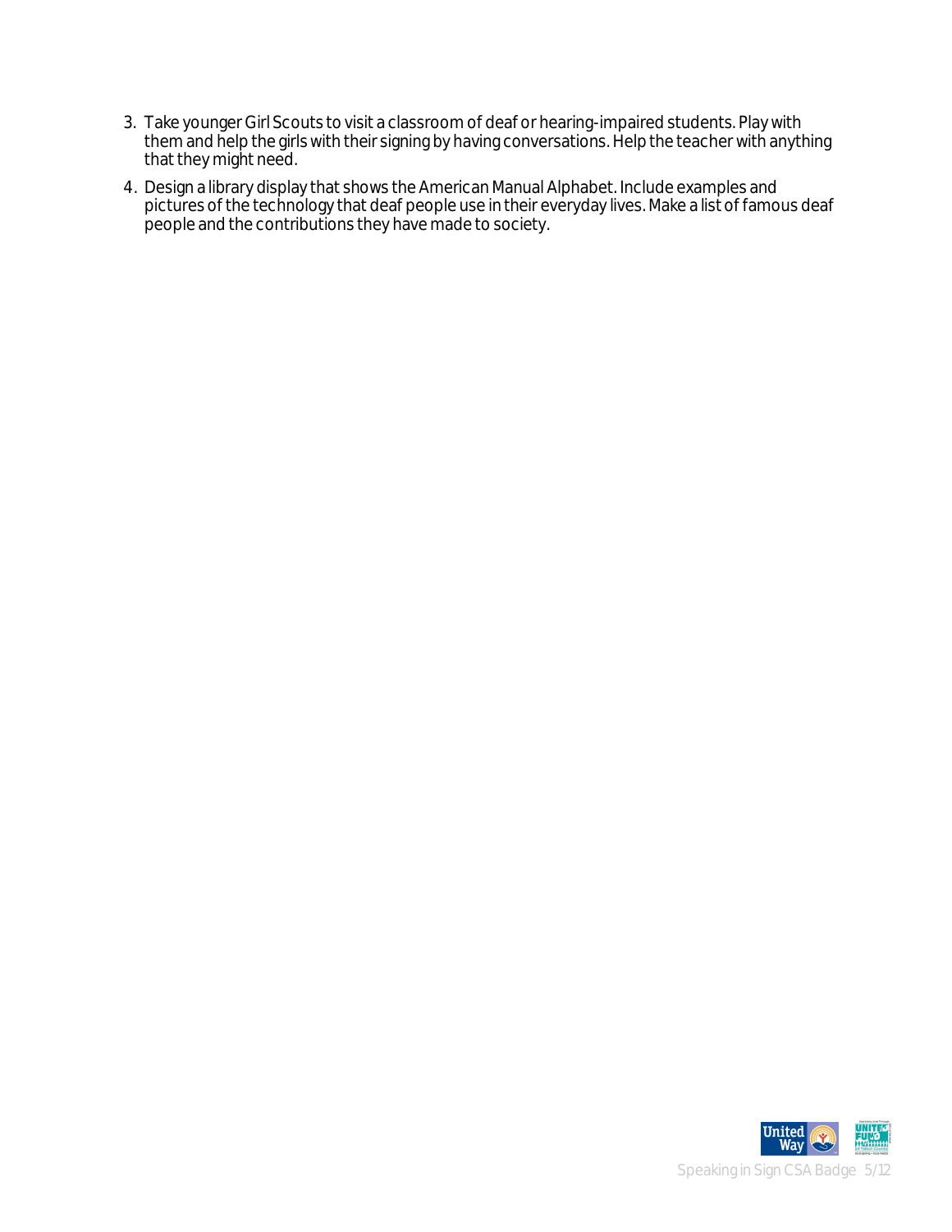3. Take younger Girl Scouts to visit a classroom of deaf or hearing-impaired students. Play with them and help the girls with their signing by having conversations. Help the teacher with anything that they might need.
4. Design a library display that shows the American Manual Alphabet. Include examples and pictures of the technology that deaf people use in their everyday lives. Make a list of famous deaf people and the contributions they have made to society.